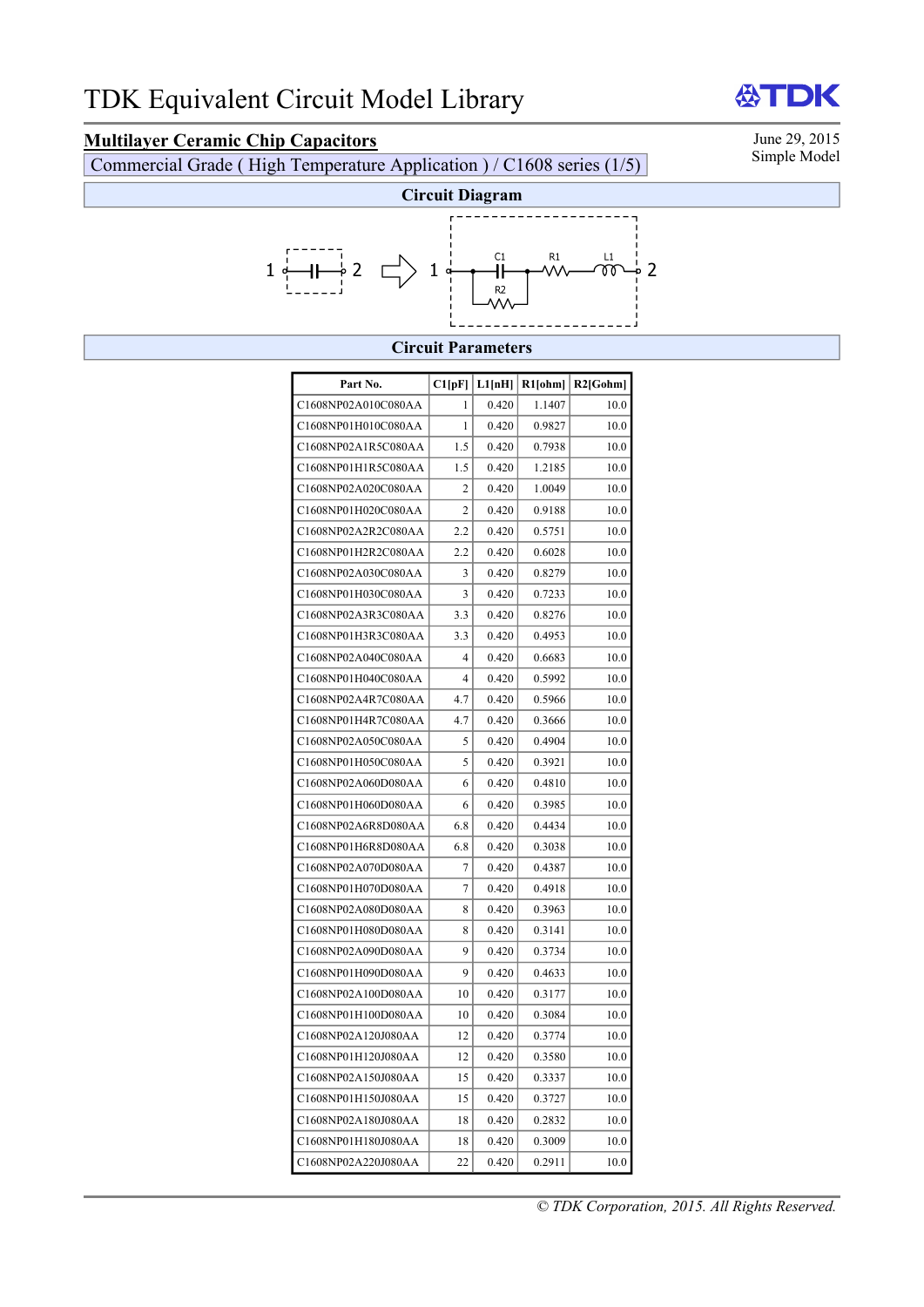# TDK Equivalent Circuit Model Library

## Multilayer Ceramic Chip Capacitors

Commercial Grade ( High Temperature Application ) / C1608 series (1/5)

June 29, 2015
Simple Model

### Circuit Diagram

1 — C — 2 ⇨ 1 — C1 (parallel R2) — R1 — L1 — 2

### Circuit Parameters

| Part No. | C1[pF] | L1[nH] | R1[ohm] | R2[Gohm] |
|---|---|---|---|---|
| C1608NP02A010C080AA | 1 | 0.420 | 1.1407 | 10.0 |
| C1608NP01H010C080AA | 1 | 0.420 | 0.9827 | 10.0 |
| C1608NP02A1R5C080AA | 1.5 | 0.420 | 0.7938 | 10.0 |
| C1608NP01H1R5C080AA | 1.5 | 0.420 | 1.2185 | 10.0 |
| C1608NP02A020C080AA | 2 | 0.420 | 1.0049 | 10.0 |
| C1608NP01H020C080AA | 2 | 0.420 | 0.9188 | 10.0 |
| C1608NP02A2R2C080AA | 2.2 | 0.420 | 0.5751 | 10.0 |
| C1608NP01H2R2C080AA | 2.2 | 0.420 | 0.6028 | 10.0 |
| C1608NP02A030C080AA | 3 | 0.420 | 0.8279 | 10.0 |
| C1608NP01H030C080AA | 3 | 0.420 | 0.7233 | 10.0 |
| C1608NP02A3R3C080AA | 3.3 | 0.420 | 0.8276 | 10.0 |
| C1608NP01H3R3C080AA | 3.3 | 0.420 | 0.4953 | 10.0 |
| C1608NP02A040C080AA | 4 | 0.420 | 0.6683 | 10.0 |
| C1608NP01H040C080AA | 4 | 0.420 | 0.5992 | 10.0 |
| C1608NP02A4R7C080AA | 4.7 | 0.420 | 0.5966 | 10.0 |
| C1608NP01H4R7C080AA | 4.7 | 0.420 | 0.3666 | 10.0 |
| C1608NP02A050C080AA | 5 | 0.420 | 0.4904 | 10.0 |
| C1608NP01H050C080AA | 5 | 0.420 | 0.3921 | 10.0 |
| C1608NP02A060D080AA | 6 | 0.420 | 0.4810 | 10.0 |
| C1608NP01H060D080AA | 6 | 0.420 | 0.3985 | 10.0 |
| C1608NP02A6R8D080AA | 6.8 | 0.420 | 0.4434 | 10.0 |
| C1608NP01H6R8D080AA | 6.8 | 0.420 | 0.3038 | 10.0 |
| C1608NP02A070D080AA | 7 | 0.420 | 0.4387 | 10.0 |
| C1608NP01H070D080AA | 7 | 0.420 | 0.4918 | 10.0 |
| C1608NP02A080D080AA | 8 | 0.420 | 0.3963 | 10.0 |
| C1608NP01H080D080AA | 8 | 0.420 | 0.3141 | 10.0 |
| C1608NP02A090D080AA | 9 | 0.420 | 0.3734 | 10.0 |
| C1608NP01H090D080AA | 9 | 0.420 | 0.4633 | 10.0 |
| C1608NP02A100D080AA | 10 | 0.420 | 0.3177 | 10.0 |
| C1608NP01H100D080AA | 10 | 0.420 | 0.3084 | 10.0 |
| C1608NP02A120J080AA | 12 | 0.420 | 0.3774 | 10.0 |
| C1608NP01H120J080AA | 12 | 0.420 | 0.3580 | 10.0 |
| C1608NP02A150J080AA | 15 | 0.420 | 0.3337 | 10.0 |
| C1608NP01H150J080AA | 15 | 0.420 | 0.3727 | 10.0 |
| C1608NP02A180J080AA | 18 | 0.420 | 0.2832 | 10.0 |
| C1608NP01H180J080AA | 18 | 0.420 | 0.3009 | 10.0 |
| C1608NP02A220J080AA | 22 | 0.420 | 0.2911 | 10.0 |

*© TDK Corporation, 2015. All Rights Reserved.*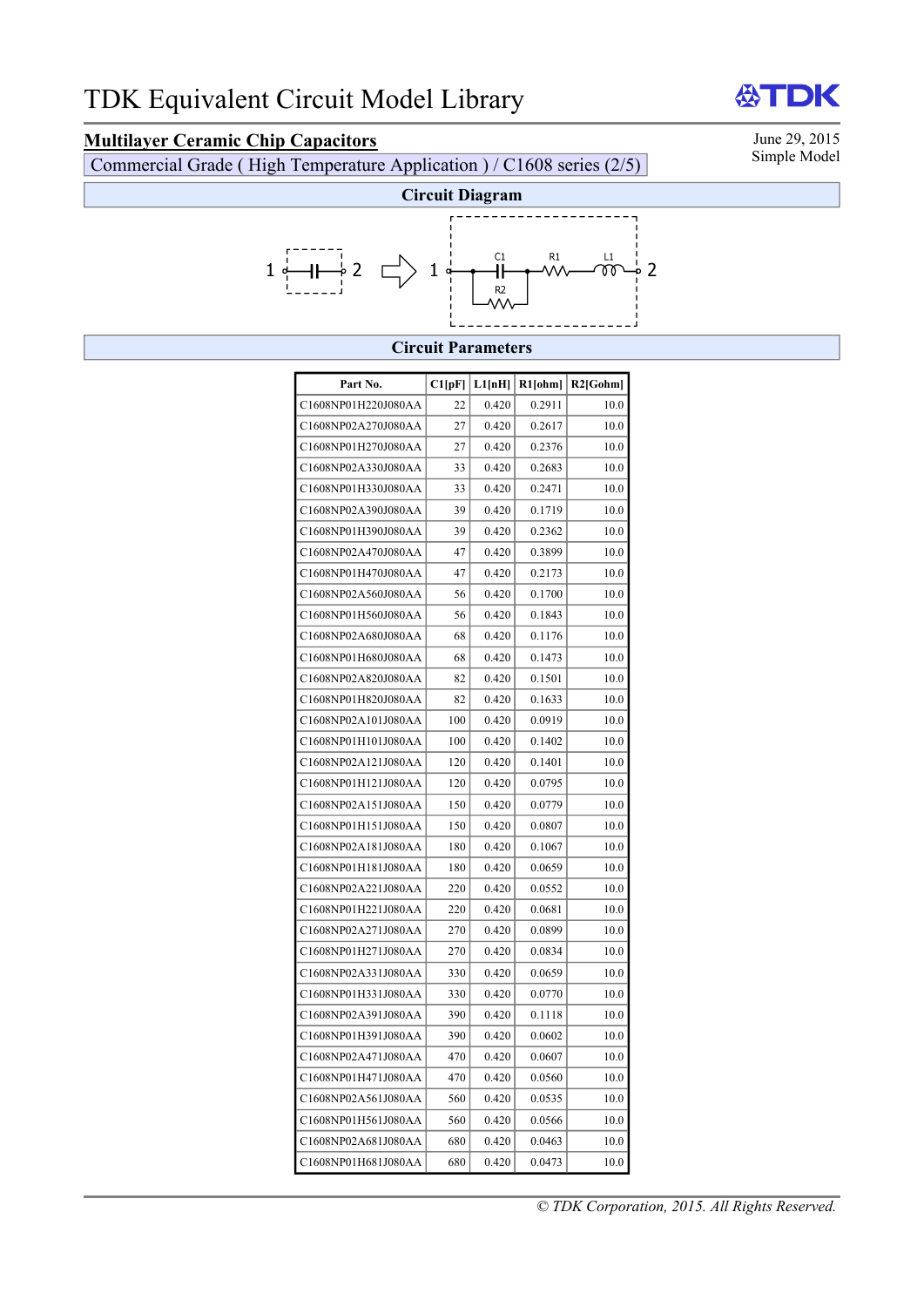# TDK Equivalent Circuit Model Library

## Multilayer Ceramic Chip Capacitors

Commercial Grade ( High Temperature Application ) / C1608 series (2/5)

June 29, 2015
Simple Model

### Circuit Diagram

1 —| |— 2 ⇨ 1 — C1 — R1 — L1 — 2 (R2 in parallel with C1)

### Circuit Parameters

| Part No. | C1[pF] | L1[nH] | R1[ohm] | R2[Gohm] |
|---|---|---|---|---|
| C1608NP01H220J080AA | 22 | 0.420 | 0.2911 | 10.0 |
| C1608NP02A270J080AA | 27 | 0.420 | 0.2617 | 10.0 |
| C1608NP01H270J080AA | 27 | 0.420 | 0.2376 | 10.0 |
| C1608NP02A330J080AA | 33 | 0.420 | 0.2683 | 10.0 |
| C1608NP01H330J080AA | 33 | 0.420 | 0.2471 | 10.0 |
| C1608NP02A390J080AA | 39 | 0.420 | 0.1719 | 10.0 |
| C1608NP01H390J080AA | 39 | 0.420 | 0.2362 | 10.0 |
| C1608NP02A470J080AA | 47 | 0.420 | 0.3899 | 10.0 |
| C1608NP01H470J080AA | 47 | 0.420 | 0.2173 | 10.0 |
| C1608NP02A560J080AA | 56 | 0.420 | 0.1700 | 10.0 |
| C1608NP01H560J080AA | 56 | 0.420 | 0.1843 | 10.0 |
| C1608NP02A680J080AA | 68 | 0.420 | 0.1176 | 10.0 |
| C1608NP01H680J080AA | 68 | 0.420 | 0.1473 | 10.0 |
| C1608NP02A820J080AA | 82 | 0.420 | 0.1501 | 10.0 |
| C1608NP01H820J080AA | 82 | 0.420 | 0.1633 | 10.0 |
| C1608NP02A101J080AA | 100 | 0.420 | 0.0919 | 10.0 |
| C1608NP01H101J080AA | 100 | 0.420 | 0.1402 | 10.0 |
| C1608NP02A121J080AA | 120 | 0.420 | 0.1401 | 10.0 |
| C1608NP01H121J080AA | 120 | 0.420 | 0.0795 | 10.0 |
| C1608NP02A151J080AA | 150 | 0.420 | 0.0779 | 10.0 |
| C1608NP01H151J080AA | 150 | 0.420 | 0.0807 | 10.0 |
| C1608NP02A181J080AA | 180 | 0.420 | 0.1067 | 10.0 |
| C1608NP01H181J080AA | 180 | 0.420 | 0.0659 | 10.0 |
| C1608NP02A221J080AA | 220 | 0.420 | 0.0552 | 10.0 |
| C1608NP01H221J080AA | 220 | 0.420 | 0.0681 | 10.0 |
| C1608NP02A271J080AA | 270 | 0.420 | 0.0899 | 10.0 |
| C1608NP01H271J080AA | 270 | 0.420 | 0.0834 | 10.0 |
| C1608NP02A331J080AA | 330 | 0.420 | 0.0659 | 10.0 |
| C1608NP01H331J080AA | 330 | 0.420 | 0.0770 | 10.0 |
| C1608NP02A391J080AA | 390 | 0.420 | 0.1118 | 10.0 |
| C1608NP01H391J080AA | 390 | 0.420 | 0.0602 | 10.0 |
| C1608NP02A471J080AA | 470 | 0.420 | 0.0607 | 10.0 |
| C1608NP01H471J080AA | 470 | 0.420 | 0.0560 | 10.0 |
| C1608NP02A561J080AA | 560 | 0.420 | 0.0535 | 10.0 |
| C1608NP01H561J080AA | 560 | 0.420 | 0.0566 | 10.0 |
| C1608NP02A681J080AA | 680 | 0.420 | 0.0463 | 10.0 |
| C1608NP01H681J080AA | 680 | 0.420 | 0.0473 | 10.0 |

*© TDK Corporation, 2015. All Rights Reserved.*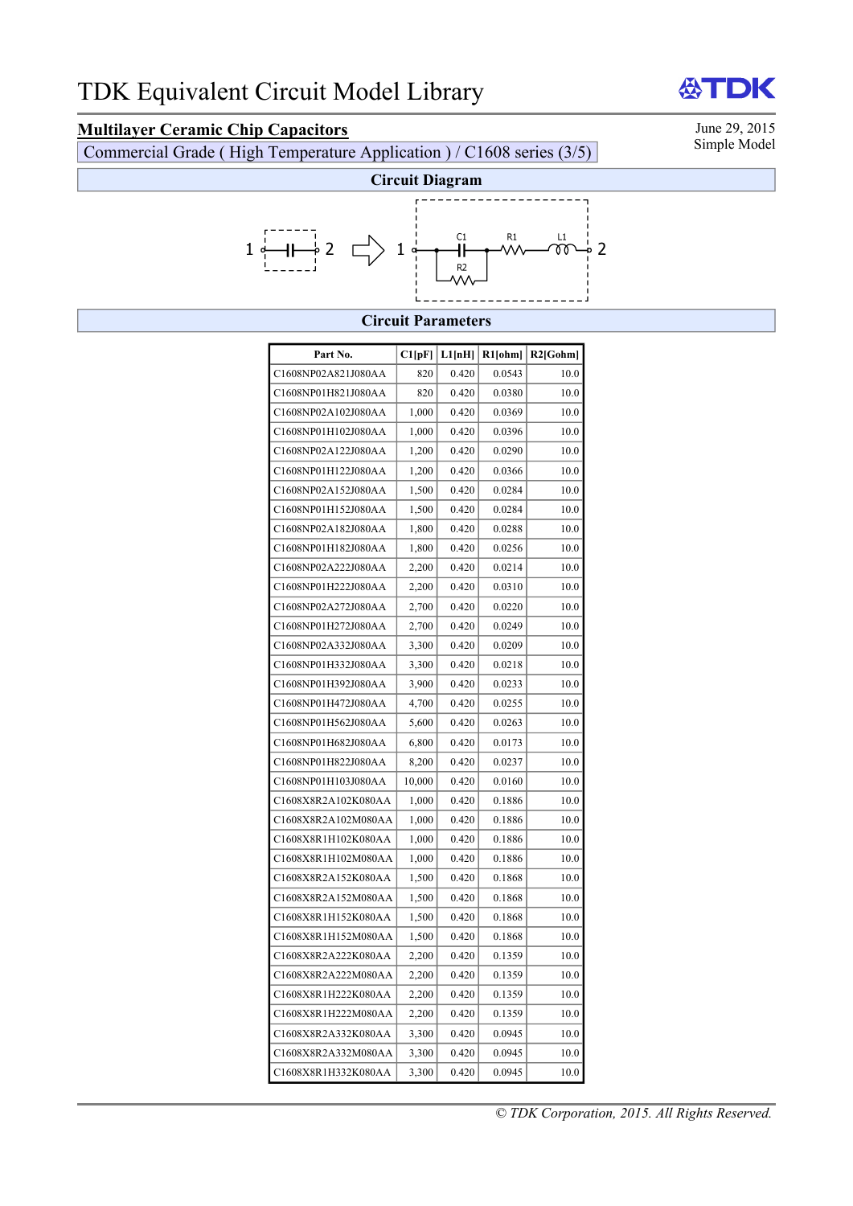# TDK Equivalent Circuit Model Library

**Multilayer Ceramic Chip Capacitors**

Commercial Grade ( High Temperature Application ) / C1608 series (3/5)

June 29, 2015
Simple Model

## Circuit Diagram

1 —| C |— 2 ⇒ 1 — C1 (parallel R2) — R1 — L1 — 2

## Circuit Parameters

| Part No. | C1[pF] | L1[nH] | R1[ohm] | R2[Gohm] |
|---|---|---|---|---|
| C1608NP02A821J080AA | 820 | 0.420 | 0.0543 | 10.0 |
| C1608NP01H821J080AA | 820 | 0.420 | 0.0380 | 10.0 |
| C1608NP02A102J080AA | 1,000 | 0.420 | 0.0369 | 10.0 |
| C1608NP01H102J080AA | 1,000 | 0.420 | 0.0396 | 10.0 |
| C1608NP02A122J080AA | 1,200 | 0.420 | 0.0290 | 10.0 |
| C1608NP01H122J080AA | 1,200 | 0.420 | 0.0366 | 10.0 |
| C1608NP02A152J080AA | 1,500 | 0.420 | 0.0284 | 10.0 |
| C1608NP01H152J080AA | 1,500 | 0.420 | 0.0284 | 10.0 |
| C1608NP02A182J080AA | 1,800 | 0.420 | 0.0288 | 10.0 |
| C1608NP01H182J080AA | 1,800 | 0.420 | 0.0256 | 10.0 |
| C1608NP02A222J080AA | 2,200 | 0.420 | 0.0214 | 10.0 |
| C1608NP01H222J080AA | 2,200 | 0.420 | 0.0310 | 10.0 |
| C1608NP02A272J080AA | 2,700 | 0.420 | 0.0220 | 10.0 |
| C1608NP01H272J080AA | 2,700 | 0.420 | 0.0249 | 10.0 |
| C1608NP02A332J080AA | 3,300 | 0.420 | 0.0209 | 10.0 |
| C1608NP01H332J080AA | 3,300 | 0.420 | 0.0218 | 10.0 |
| C1608NP01H392J080AA | 3,900 | 0.420 | 0.0233 | 10.0 |
| C1608NP01H472J080AA | 4,700 | 0.420 | 0.0255 | 10.0 |
| C1608NP01H562J080AA | 5,600 | 0.420 | 0.0263 | 10.0 |
| C1608NP01H682J080AA | 6,800 | 0.420 | 0.0173 | 10.0 |
| C1608NP01H822J080AA | 8,200 | 0.420 | 0.0237 | 10.0 |
| C1608NP01H103J080AA | 10,000 | 0.420 | 0.0160 | 10.0 |
| C1608X8R2A102K080AA | 1,000 | 0.420 | 0.1886 | 10.0 |
| C1608X8R2A102M080AA | 1,000 | 0.420 | 0.1886 | 10.0 |
| C1608X8R1H102K080AA | 1,000 | 0.420 | 0.1886 | 10.0 |
| C1608X8R1H102M080AA | 1,000 | 0.420 | 0.1886 | 10.0 |
| C1608X8R2A152K080AA | 1,500 | 0.420 | 0.1868 | 10.0 |
| C1608X8R2A152M080AA | 1,500 | 0.420 | 0.1868 | 10.0 |
| C1608X8R1H152K080AA | 1,500 | 0.420 | 0.1868 | 10.0 |
| C1608X8R1H152M080AA | 1,500 | 0.420 | 0.1868 | 10.0 |
| C1608X8R2A222K080AA | 2,200 | 0.420 | 0.1359 | 10.0 |
| C1608X8R2A222M080AA | 2,200 | 0.420 | 0.1359 | 10.0 |
| C1608X8R1H222K080AA | 2,200 | 0.420 | 0.1359 | 10.0 |
| C1608X8R1H222M080AA | 2,200 | 0.420 | 0.1359 | 10.0 |
| C1608X8R2A332K080AA | 3,300 | 0.420 | 0.0945 | 10.0 |
| C1608X8R2A332M080AA | 3,300 | 0.420 | 0.0945 | 10.0 |
| C1608X8R1H332K080AA | 3,300 | 0.420 | 0.0945 | 10.0 |

*© TDK Corporation, 2015. All Rights Reserved.*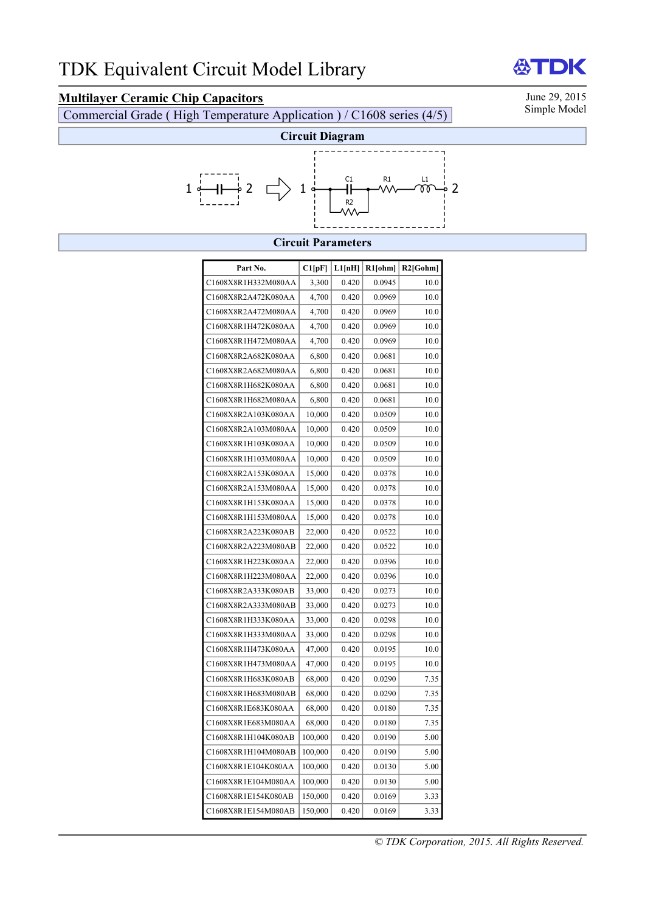# TDK Equivalent Circuit Model Library

**Multilayer Ceramic Chip Capacitors**

Commercial Grade ( High Temperature Application ) / C1608 series (4/5)

June 29, 2015
Simple Model

## Circuit Diagram

1 —| |— 2 ⇒ 1 — C1 — R1 — L1 — 2 (R2 in parallel with C1)

## Circuit Parameters

| Part No. | C1[pF] | L1[nH] | R1[ohm] | R2[Gohm] |
|---|---|---|---|---|
| C1608X8R1H332M080AA | 3,300 | 0.420 | 0.0945 | 10.0 |
| C1608X8R2A472K080AA | 4,700 | 0.420 | 0.0969 | 10.0 |
| C1608X8R2A472M080AA | 4,700 | 0.420 | 0.0969 | 10.0 |
| C1608X8R1H472K080AA | 4,700 | 0.420 | 0.0969 | 10.0 |
| C1608X8R1H472M080AA | 4,700 | 0.420 | 0.0969 | 10.0 |
| C1608X8R2A682K080AA | 6,800 | 0.420 | 0.0681 | 10.0 |
| C1608X8R2A682M080AA | 6,800 | 0.420 | 0.0681 | 10.0 |
| C1608X8R1H682K080AA | 6,800 | 0.420 | 0.0681 | 10.0 |
| C1608X8R1H682M080AA | 6,800 | 0.420 | 0.0681 | 10.0 |
| C1608X8R2A103K080AA | 10,000 | 0.420 | 0.0509 | 10.0 |
| C1608X8R2A103M080AA | 10,000 | 0.420 | 0.0509 | 10.0 |
| C1608X8R1H103K080AA | 10,000 | 0.420 | 0.0509 | 10.0 |
| C1608X8R1H103M080AA | 10,000 | 0.420 | 0.0509 | 10.0 |
| C1608X8R2A153K080AA | 15,000 | 0.420 | 0.0378 | 10.0 |
| C1608X8R2A153M080AA | 15,000 | 0.420 | 0.0378 | 10.0 |
| C1608X8R1H153K080AA | 15,000 | 0.420 | 0.0378 | 10.0 |
| C1608X8R1H153M080AA | 15,000 | 0.420 | 0.0378 | 10.0 |
| C1608X8R2A223K080AB | 22,000 | 0.420 | 0.0522 | 10.0 |
| C1608X8R2A223M080AB | 22,000 | 0.420 | 0.0522 | 10.0 |
| C1608X8R1H223K080AA | 22,000 | 0.420 | 0.0396 | 10.0 |
| C1608X8R1H223M080AA | 22,000 | 0.420 | 0.0396 | 10.0 |
| C1608X8R2A333K080AB | 33,000 | 0.420 | 0.0273 | 10.0 |
| C1608X8R2A333M080AB | 33,000 | 0.420 | 0.0273 | 10.0 |
| C1608X8R1H333K080AA | 33,000 | 0.420 | 0.0298 | 10.0 |
| C1608X8R1H333M080AA | 33,000 | 0.420 | 0.0298 | 10.0 |
| C1608X8R1H473K080AA | 47,000 | 0.420 | 0.0195 | 10.0 |
| C1608X8R1H473M080AA | 47,000 | 0.420 | 0.0195 | 10.0 |
| C1608X8R1H683K080AB | 68,000 | 0.420 | 0.0290 | 7.35 |
| C1608X8R1H683M080AB | 68,000 | 0.420 | 0.0290 | 7.35 |
| C1608X8R1E683K080AA | 68,000 | 0.420 | 0.0180 | 7.35 |
| C1608X8R1E683M080AA | 68,000 | 0.420 | 0.0180 | 7.35 |
| C1608X8R1H104K080AB | 100,000 | 0.420 | 0.0190 | 5.00 |
| C1608X8R1H104M080AB | 100,000 | 0.420 | 0.0190 | 5.00 |
| C1608X8R1E104K080AA | 100,000 | 0.420 | 0.0130 | 5.00 |
| C1608X8R1E104M080AA | 100,000 | 0.420 | 0.0130 | 5.00 |
| C1608X8R1E154K080AB | 150,000 | 0.420 | 0.0169 | 3.33 |
| C1608X8R1E154M080AB | 150,000 | 0.420 | 0.0169 | 3.33 |

*© TDK Corporation, 2015. All Rights Reserved.*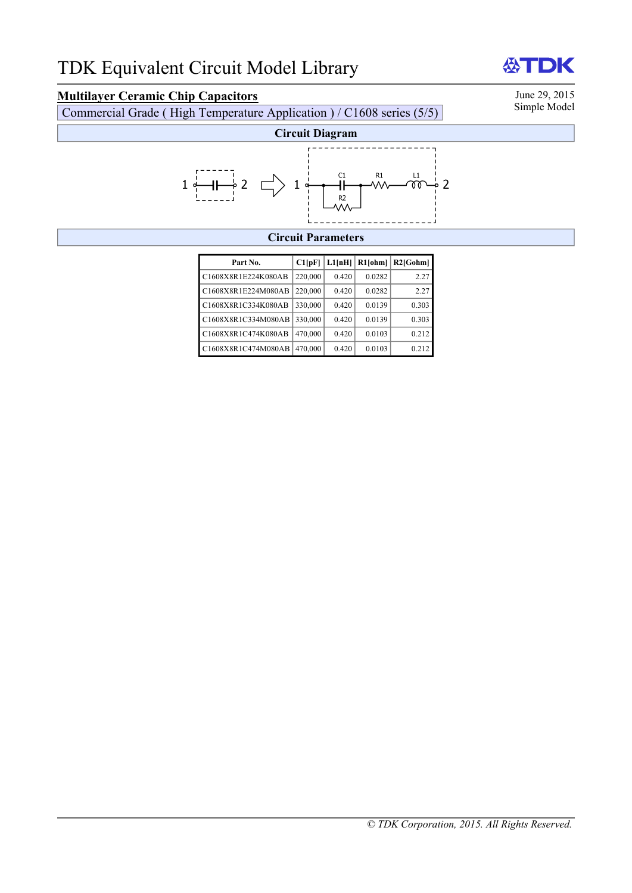# TDK Equivalent Circuit Model Library

June 29, 2015
Simple Model

## Multilayer Ceramic Chip Capacitors

Commercial Grade ( High Temperature Application ) / C1608 series (5/5)

### Circuit Diagram

1 2
1 C1 R1 L1 2
R2

### Circuit Parameters

| Part No. | C1[pF] | L1[nH] | R1[ohm] | R2[Gohm] |
|---|---|---|---|---|
| C1608X8R1E224K080AB | 220,000 | 0.420 | 0.0282 | 2.27 |
| C1608X8R1E224M080AB | 220,000 | 0.420 | 0.0282 | 2.27 |
| C1608X8R1C334K080AB | 330,000 | 0.420 | 0.0139 | 0.303 |
| C1608X8R1C334M080AB | 330,000 | 0.420 | 0.0139 | 0.303 |
| C1608X8R1C474K080AB | 470,000 | 0.420 | 0.0103 | 0.212 |
| C1608X8R1C474M080AB | 470,000 | 0.420 | 0.0103 | 0.212 |

*© TDK Corporation, 2015. All Rights Reserved.*